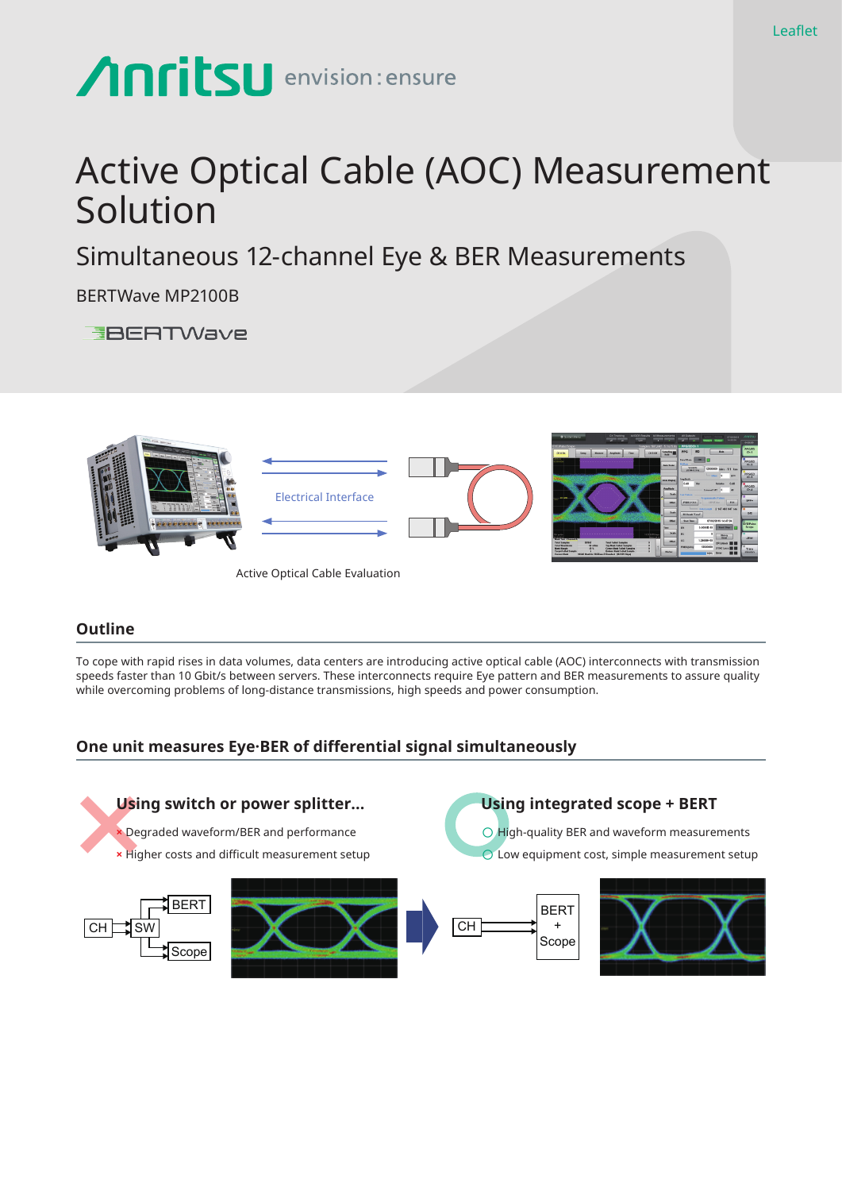Leaflet

# Active Optical Cable (AOC) Measurement Solution

## Simultaneous 12-channel Eye & BER Measurements

BERTWave MP2100B

Electrical Interface

Active Optical Cable Evaluation

## Outline

To cope with rapid rises in data volumes, data centers are introducing active optical cable (AOC) interconnects with transmission speeds faster than 10 Gbit/s between servers. These interconnects require Eye pattern and BER measurements to assure quality while overcoming problems of long-distance transmissions, high speeds and power consumption.

## One unit measures Eye·BER of differential signal simultaneously

### Using switch or power splitter...

- × Degraded waveform/BER and performance
- × Higher costs and difficult measurement setup

CH → SW → BERT / Scope

### Using integrated scope + BERT

- ○ High-quality BER and waveform measurements
- ○ Low equipment cost, simple measurement setup

CH → BERT + Scope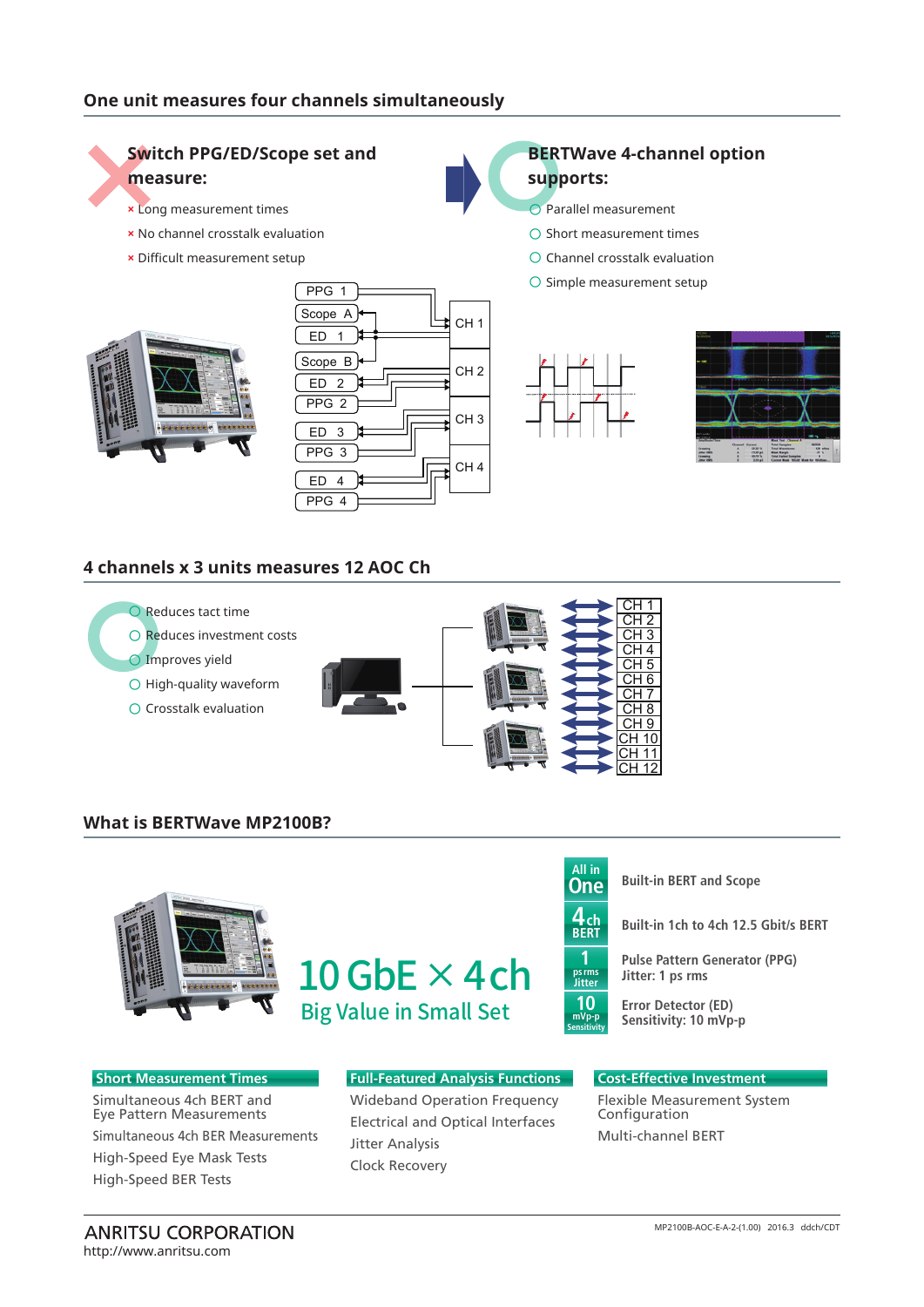## One unit measures four channels simultaneously

**Switch PPG/ED/Scope set and measure:**

- × Long measurement times
- × No channel crosstalk evaluation
- × Difficult measurement setup

**BERTWave 4-channel option supports:**

- ○ Parallel measurement
- ○ Short measurement times
- ○ Channel crosstalk evaluation
- ○ Simple measurement setup

PPG 1
Scope A
ED 1
Scope B
ED 2
PPG 2
ED 3
PPG 3
ED 4
PPG 4

CH 1
CH 2
CH 3
CH 4

## 4 channels x 3 units measures 12 AOC Ch

- ○ Reduces tact time
- ○ Reduces investment costs
- ○ Improves yield
- ○ High-quality waveform
- ○ Crosstalk evaluation

CH 1
CH 2
CH 3
CH 4
CH 5
CH 6
CH 7
CH 8
CH 9
CH 10
CH 11
CH 12

## What is BERTWave MP2100B?

**10 GbE × 4 ch**

**Big Value in Small Set**

| | |
|---|---|
| All in One | Built-in BERT and Scope |
| 4ch BERT | Built-in 1ch to 4ch 12.5 Gbit/s BERT |
| 1 ps rms Jitter | Pulse Pattern Generator (PPG) Jitter: 1 ps rms |
| 10 mVp-p Sensitivity | Error Detector (ED) Sensitivity: 10 mVp-p |

**Short Measurement Times**

Simultaneous 4ch BERT and Eye Pattern Measurements

Simultaneous 4ch BER Measurements

High-Speed Eye Mask Tests

High-Speed BER Tests

**Full-Featured Analysis Functions**

Wideband Operation Frequency

Electrical and Optical Interfaces

Jitter Analysis

Clock Recovery

**Cost-Effective Investment**

Flexible Measurement System Configuration

Multi-channel BERT

ANRITSU CORPORATION
http://www.anritsu.com

MP2100B-AOC-E-A-2-(1.00) 2016.3 ddch/CDT